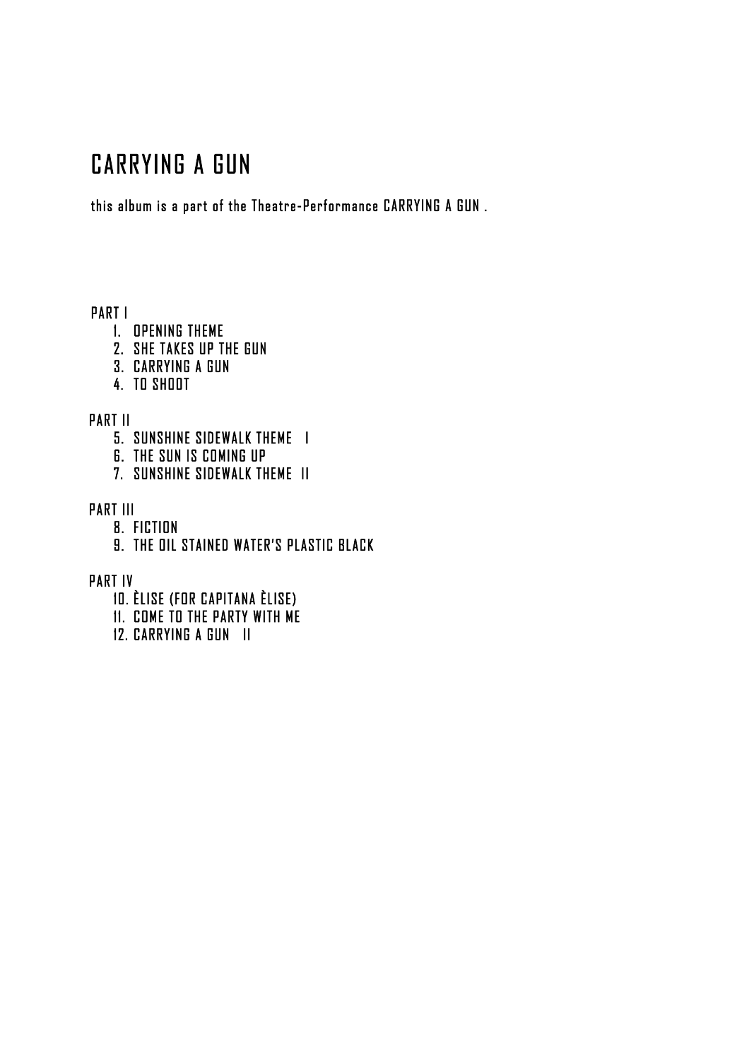# CARRYING A GUN

this album is a part of the Theatre-Performance CARRYING A GUN .

PART I

1. OPENING THEME
2. SHE TAKES UP THE GUN
3. CARRYING A GUN
4. TO SHOOT

PART II

5. SUNSHINE SIDEWALK THEME I
6. THE SUN IS COMING UP
7. SUNSHINE SIDEWALK THEME II

PART III

8. FICTION
9. THE OIL STAINED WATER'S PLASTIC BLACK

PART IV

10. ÈLISE (FOR CAPITANA ÈLISE)
11. COME TO THE PARTY WITH ME
12. CARRYING A GUN II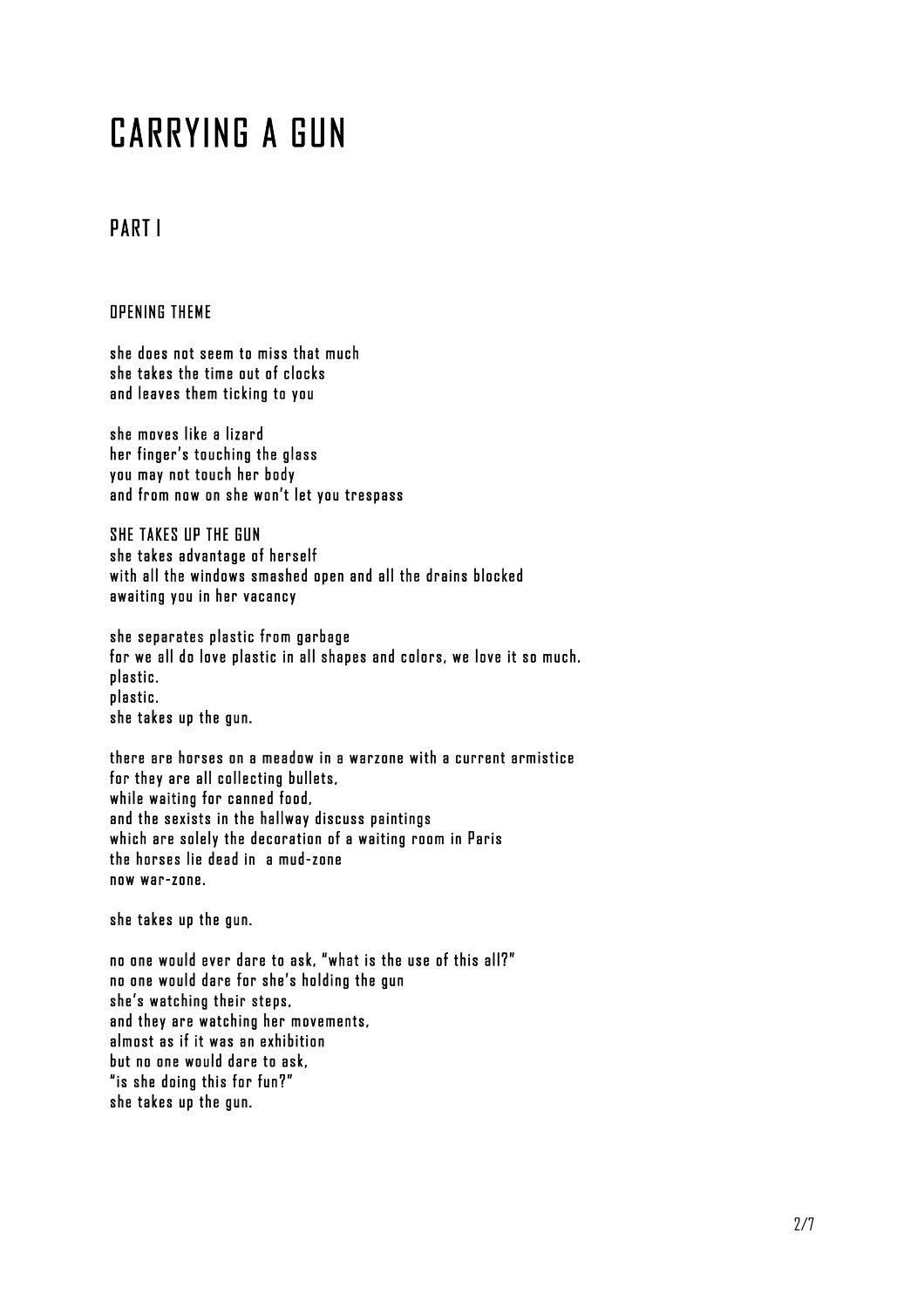# CARRYING A GUN

## PART I

### OPENING THEME

she does not seem to miss that much  
she takes the time out of clocks  
and leaves them ticking to you

she moves like a lizard  
her finger's touching the glass  
you may not touch her body  
and from now on she won't let you trespass

SHE TAKES UP THE GUN  
she takes advantage of herself  
with all the windows smashed open and all the drains blocked  
awaiting you in her vacancy

she separates plastic from garbage  
for we all do love plastic in all shapes and colors, we love it so much.  
plastic.  
plastic.  
she takes up the gun.

there are horses on a meadow in a warzone with a current armistice  
for they are all collecting bullets,  
while waiting for canned food,  
and the sexists in the hallway discuss paintings  
which are solely the decoration of a waiting room in Paris  
the horses lie dead in  a mud-zone  
now war-zone.

she takes up the gun.

no one would ever dare to ask, "what is the use of this all?"  
no one would dare for she's holding the gun  
she's watching their steps,  
and they are watching her movements,  
almost as if it was an exhibition  
but no one would dare to ask,  
"is she doing this for fun?"  
she takes up the gun.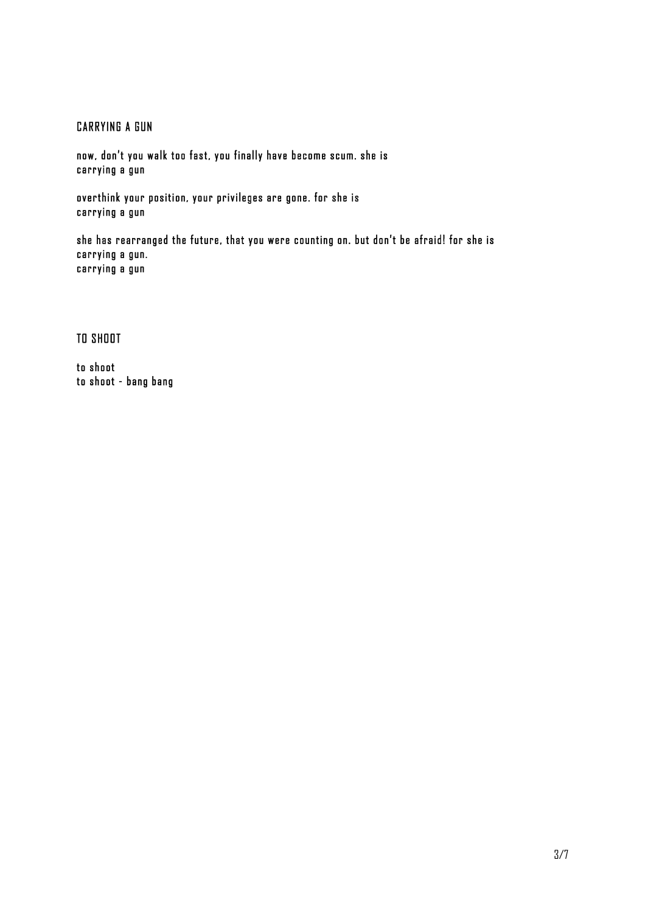## CARRYING A GUN

now, don't you walk too fast, you finally have become scum. she is
carrying a gun

overthink your position, your privileges are gone. for she is
carrying a gun

she has rearranged the future, that you were counting on. but don't be afraid! for she is
carrying a gun.
carrying a gun

## TO SHOOT

to shoot
to shoot - bang bang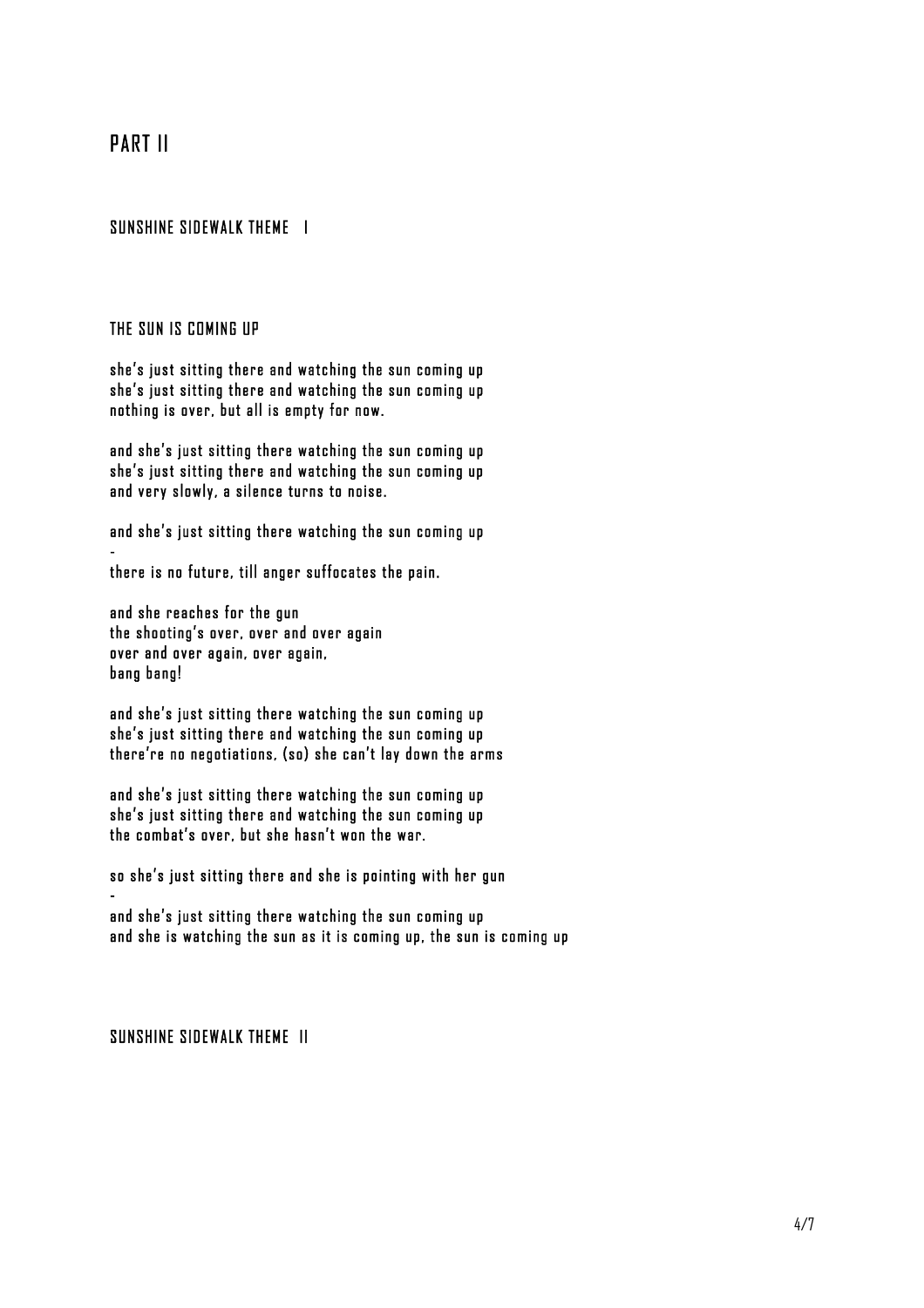# PART II

## SUNSHINE SIDEWALK THEME I

### THE SUN IS COMING UP

she's just sitting there and watching the sun coming up
she's just sitting there and watching the sun coming up
nothing is over, but all is empty for now.

and she's just sitting there watching the sun coming up
she's just sitting there and watching the sun coming up
and very slowly, a silence turns to noise.

and she's just sitting there watching the sun coming up
-
there is no future, till anger suffocates the pain.

and she reaches for the gun
the shooting's over, over and over again
over and over again, over again,
bang bang!

and she's just sitting there watching the sun coming up
she's just sitting there and watching the sun coming up
there're no negotiations, (so) she can't lay down the arms

and she's just sitting there watching the sun coming up
she's just sitting there and watching the sun coming up
the combat's over, but she hasn't won the war.

so she's just sitting there and she is pointing with her gun
-
and she's just sitting there watching the sun coming up
and she is watching the sun as it is coming up, the sun is coming up

## SUNSHINE SIDEWALK THEME II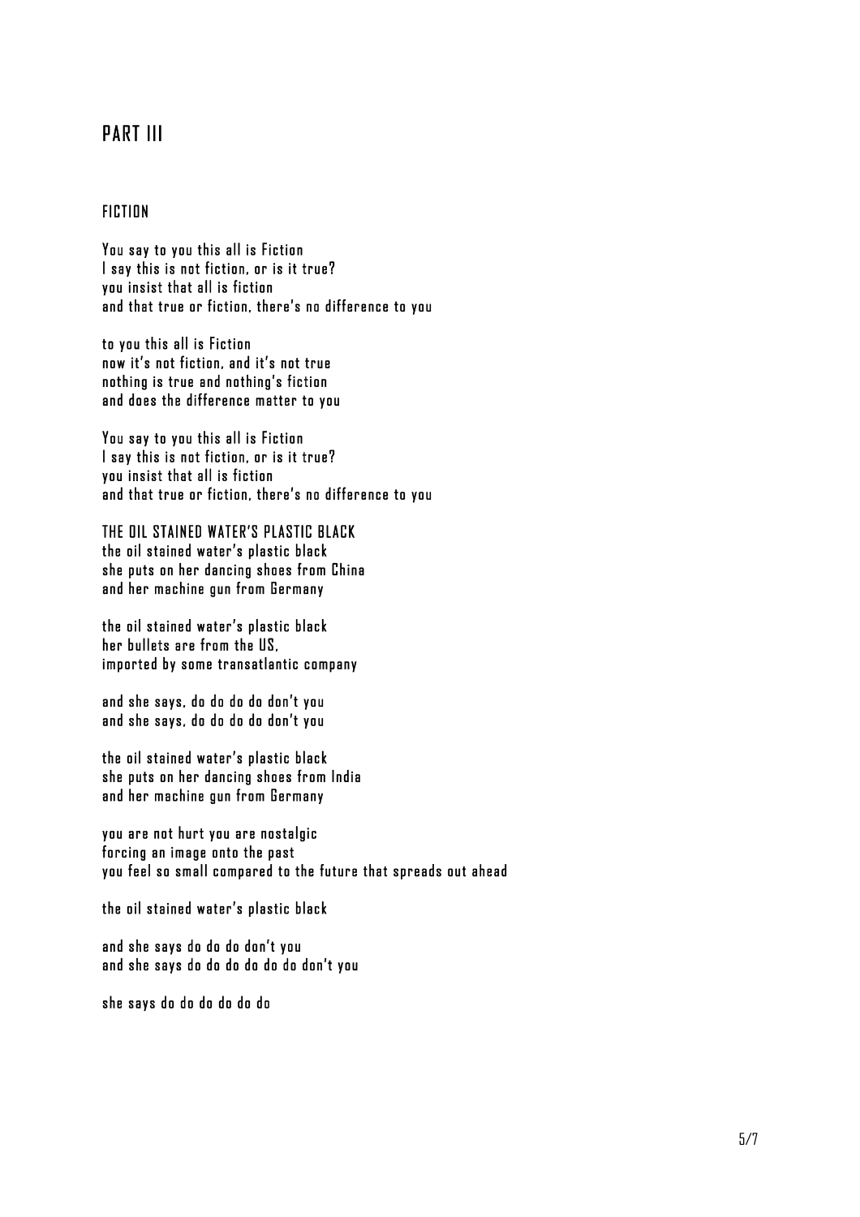# PART III

## FICTION

You say to you this all is Fiction
I say this is not fiction, or is it true?
you insist that all is fiction
and that true or fiction, there's no difference to you

to you this all is Fiction
now it's not fiction, and it's not true
nothing is true and nothing's fiction
and does the difference matter to you

You say to you this all is Fiction
I say this is not fiction, or is it true?
you insist that all is fiction
and that true or fiction, there's no difference to you

## THE OIL STAINED WATER'S PLASTIC BLACK

the oil stained water's plastic black
she puts on her dancing shoes from China
and her machine gun from Germany

the oil stained water's plastic black
her bullets are from the US,
imported by some transatlantic company

and she says, do do do do don't you
and she says, do do do do don't you

the oil stained water's plastic black
she puts on her dancing shoes from India
and her machine gun from Germany

you are not hurt you are nostalgic
forcing an image onto the past
you feel so small compared to the future that spreads out ahead

the oil stained water's plastic black

and she says do do do don't you
and she says do do do do do do don't you

she says do do do do do do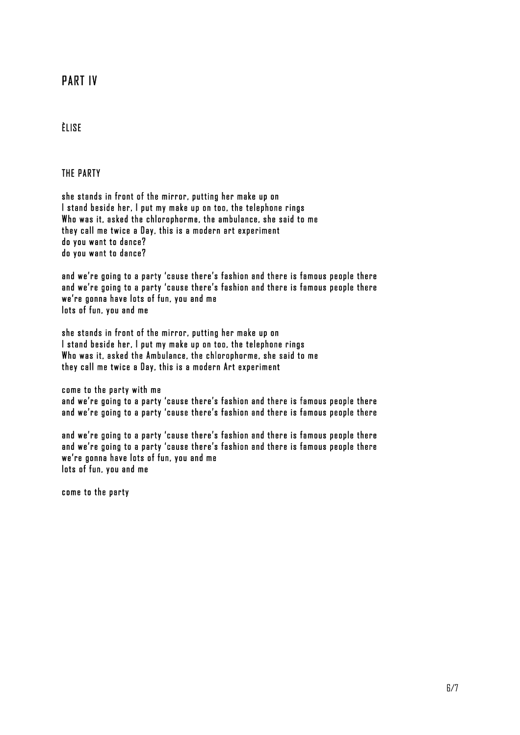## PART IV

### ÈLISE

#### THE PARTY

she stands in front of the mirror, putting her make up on
I stand beside her, I put my make up on too, the telephone rings
Who was it, asked the chlorophorme, the ambulance, she said to me
they call me twice a Day, this is a modern art experiment
do you want to dance?
do you want to dance?

and we're going to a party 'cause there's fashion and there is famous people there
and we're going to a party 'cause there's fashion and there is famous people there
we're gonna have lots of fun, you and me
lots of fun, you and me

she stands in front of the mirror, putting her make up on
I stand beside her, I put my make up on too, the telephone rings
Who was it, asked the Ambulance, the chlorophorme, she said to me
they call me twice a Day, this is a modern Art experiment

come to the party with me
and we're going to a party 'cause there's fashion and there is famous people there
and we're going to a party 'cause there's fashion and there is famous people there

and we're going to a party 'cause there's fashion and there is famous people there
and we're going to a party 'cause there's fashion and there is famous people there
we're gonna have lots of fun, you and me
lots of fun, you and me

come to the party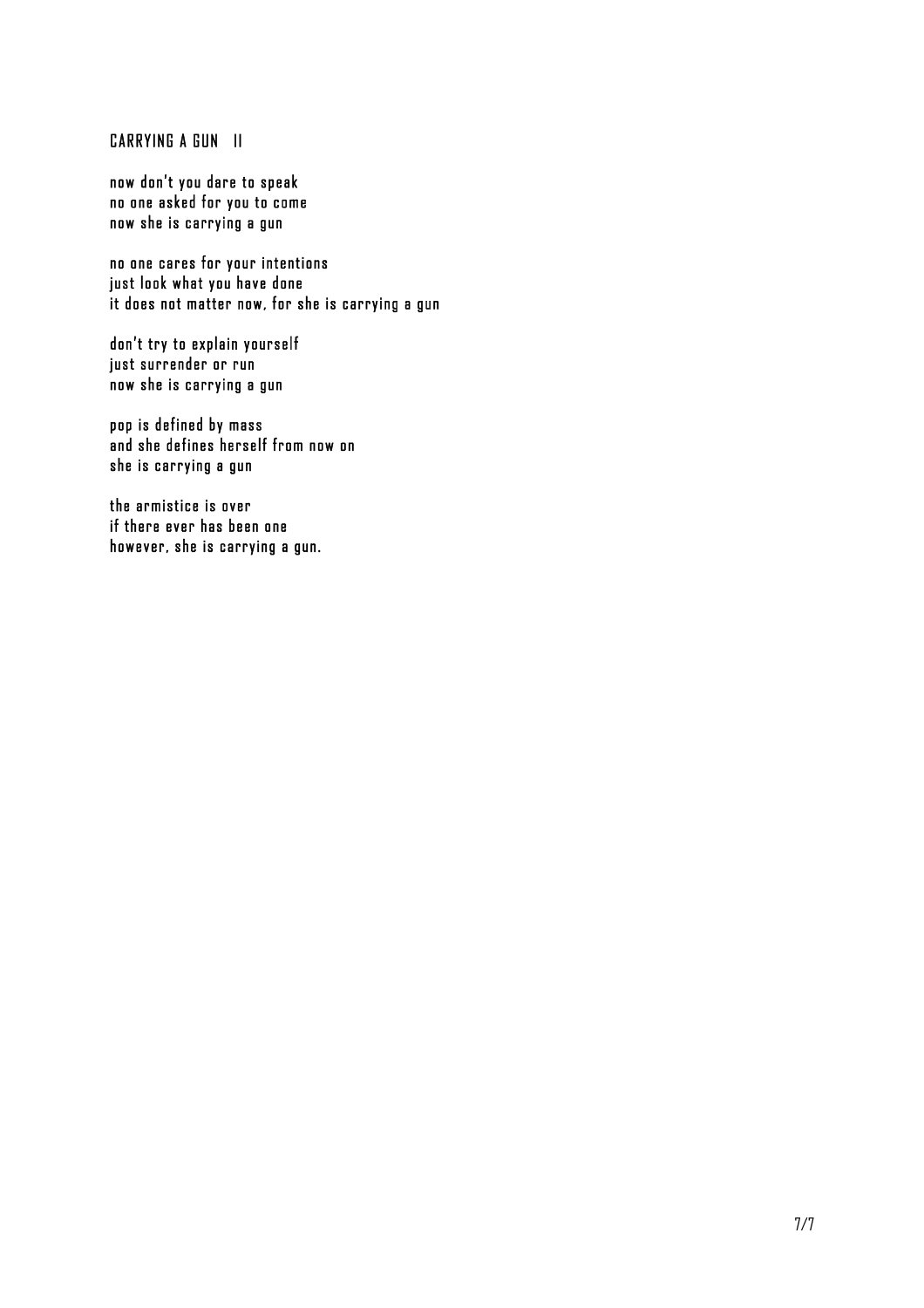## CARRYING A GUN II

now don't you dare to speak
no one asked for you to come
now she is carrying a gun

no one cares for your intentions
just look what you have done
it does not matter now, for she is carrying a gun

don't try to explain yourself
just surrender or run
now she is carrying a gun

pop is defined by mass
and she defines herself from now on
she is carrying a gun

the armistice is over
if there ever has been one
however, she is carrying a gun.